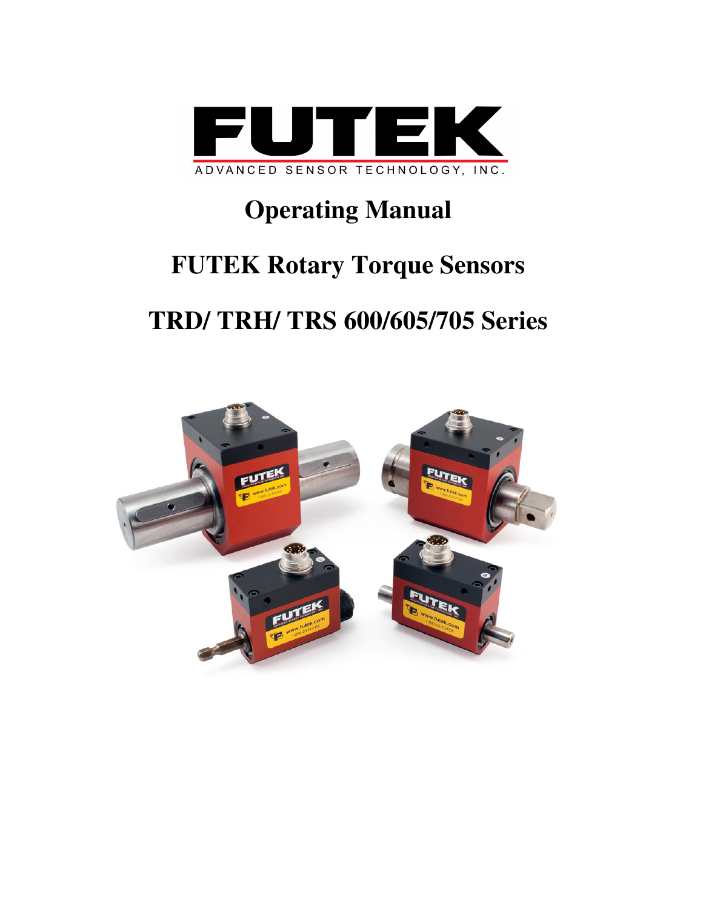FUTEK

ADVANCED SENSOR TECHNOLOGY, INC.

# Operating Manual

# FUTEK Rotary Torque Sensors

# TRD/ TRH/ TRS 600/605/705 Series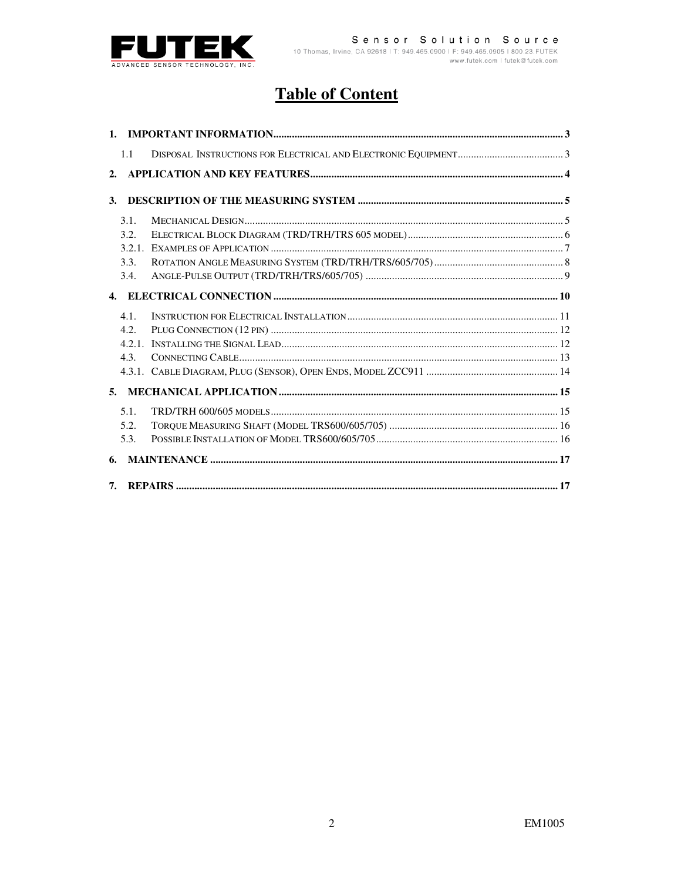# Table of Content

**1. IMPORTANT INFORMATION** .......... 3

- 1.1 DISPOSAL INSTRUCTIONS FOR ELECTRICAL AND ELECTRONIC EQUIPMENT .......... 3

**2. APPLICATION AND KEY FEATURES** .......... 4

**3. DESCRIPTION OF THE MEASURING SYSTEM** .......... 5

- 3.1. MECHANICAL DESIGN .......... 5
- 3.2. ELECTRICAL BLOCK DIAGRAM (TRD/TRH/TRS 605 MODEL) .......... 6
- 3.2.1. EXAMPLES OF APPLICATION .......... 7
- 3.3. ROTATION ANGLE MEASURING SYSTEM (TRD/TRH/TRS/605/705) .......... 8
- 3.4. ANGLE-PULSE OUTPUT (TRD/TRH/TRS/605/705) .......... 9

**4. ELECTRICAL CONNECTION** .......... 10

- 4.1. INSTRUCTION FOR ELECTRICAL INSTALLATION .......... 11
- 4.2. PLUG CONNECTION (12 PIN) .......... 12
- 4.2.1. INSTALLING THE SIGNAL LEAD .......... 12
- 4.3. CONNECTING CABLE .......... 13
- 4.3.1. CABLE DIAGRAM, PLUG (SENSOR), OPEN ENDS, MODEL ZCC911 .......... 14

**5. MECHANICAL APPLICATION** .......... 15

- 5.1. TRD/TRH 600/605 MODELS .......... 15
- 5.2. TORQUE MEASURING SHAFT (MODEL TRS600/605/705) .......... 16
- 5.3. POSSIBLE INSTALLATION OF MODEL TRS600/605/705 .......... 16

**6. MAINTENANCE** .......... 17

**7. REPAIRS** .......... 17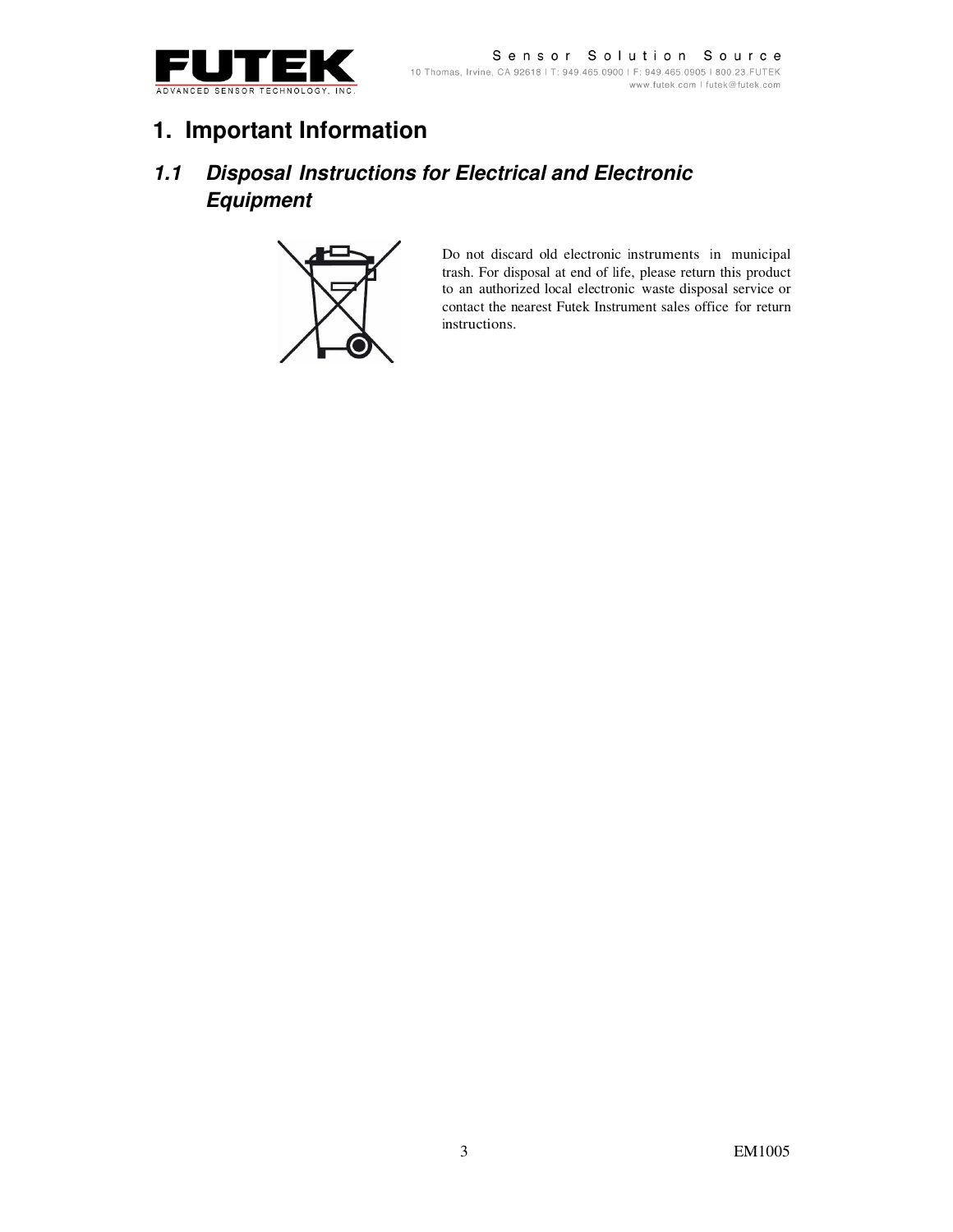# 1. Important Information

## *1.1 Disposal Instructions for Electrical and Electronic Equipment*

Do not discard old electronic instruments in municipal trash. For disposal at end of life, please return this product to an authorized local electronic waste disposal service or contact the nearest Futek Instrument sales office for return instructions.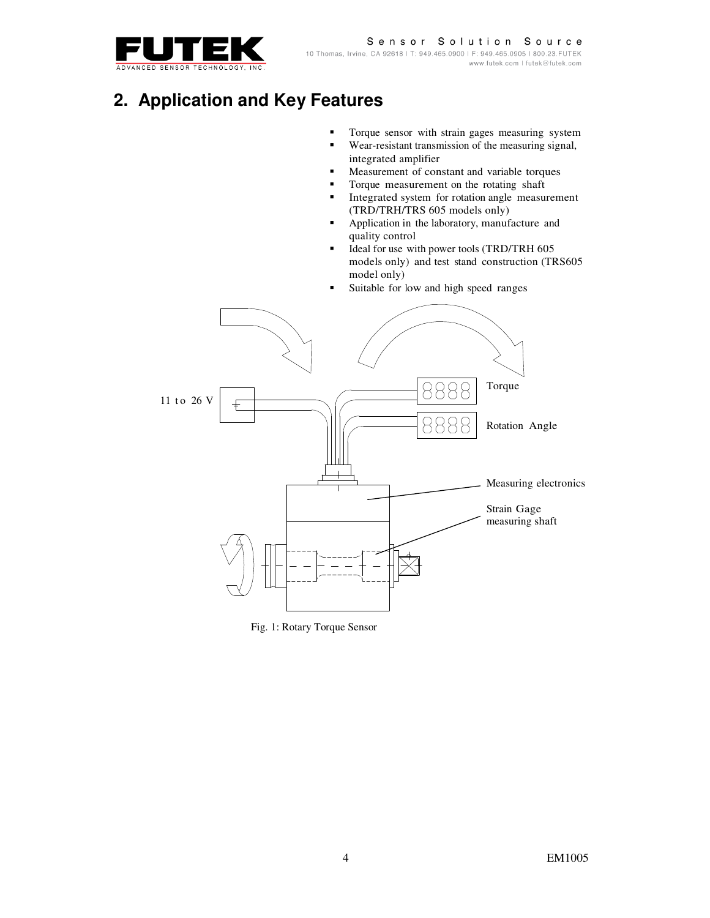## 2. Application and Key Features

- Torque sensor with strain gages measuring system
- Wear-resistant transmission of the measuring signal, integrated amplifier
- Measurement of constant and variable torques
- Torque measurement on the rotating shaft
- Integrated system for rotation angle measurement (TRD/TRH/TRS 605 models only)
- Application in the laboratory, manufacture and quality control
- Ideal for use with power tools (TRD/TRH 605 models only) and test stand construction (TRS605 model only)
- Suitable for low and high speed ranges

11 to 26 V

Torque

Rotation Angle

Measuring electronics

Strain Gage measuring shaft

Fig. 1: Rotary Torque Sensor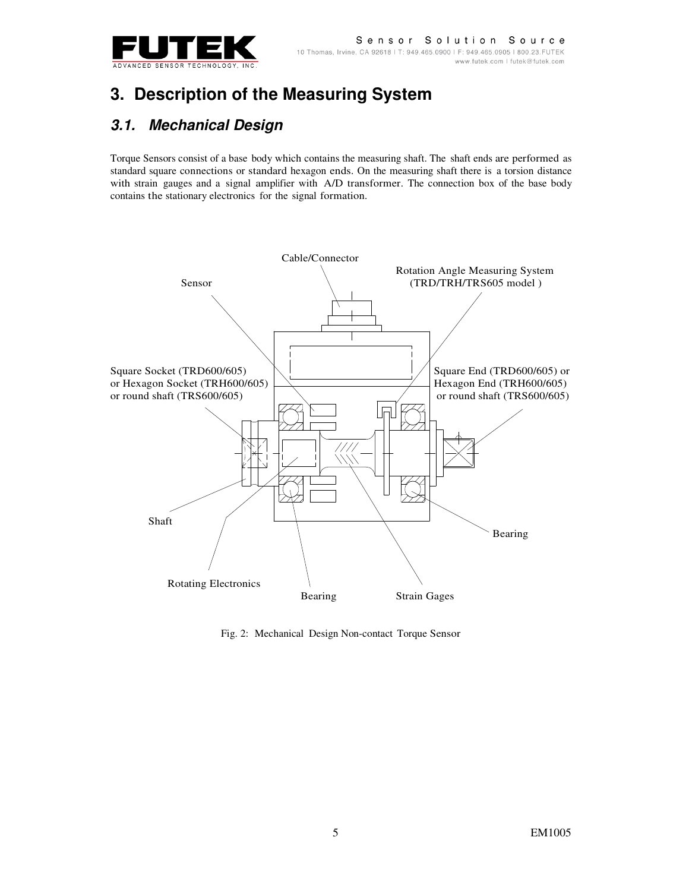# 3. Description of the Measuring System

## 3.1. Mechanical Design

Torque Sensors consist of a base body which contains the measuring shaft. The shaft ends are performed as standard square connections or standard hexagon ends. On the measuring shaft there is a torsion distance with strain gauges and a signal amplifier with A/D transformer. The connection box of the base body contains the stationary electronics for the signal formation.

Cable/Connector

Sensor

Rotation Angle Measuring System (TRD/TRH/TRS605 model )

Square Socket (TRD600/605) or Hexagon Socket (TRH600/605) or round shaft (TRS600/605)

Square End (TRD600/605) or Hexagon End (TRH600/605) or round shaft (TRS600/605)

Shaft

Bearing

Rotating Electronics

Bearing

Strain Gages

Fig. 2: Mechanical Design Non-contact Torque Sensor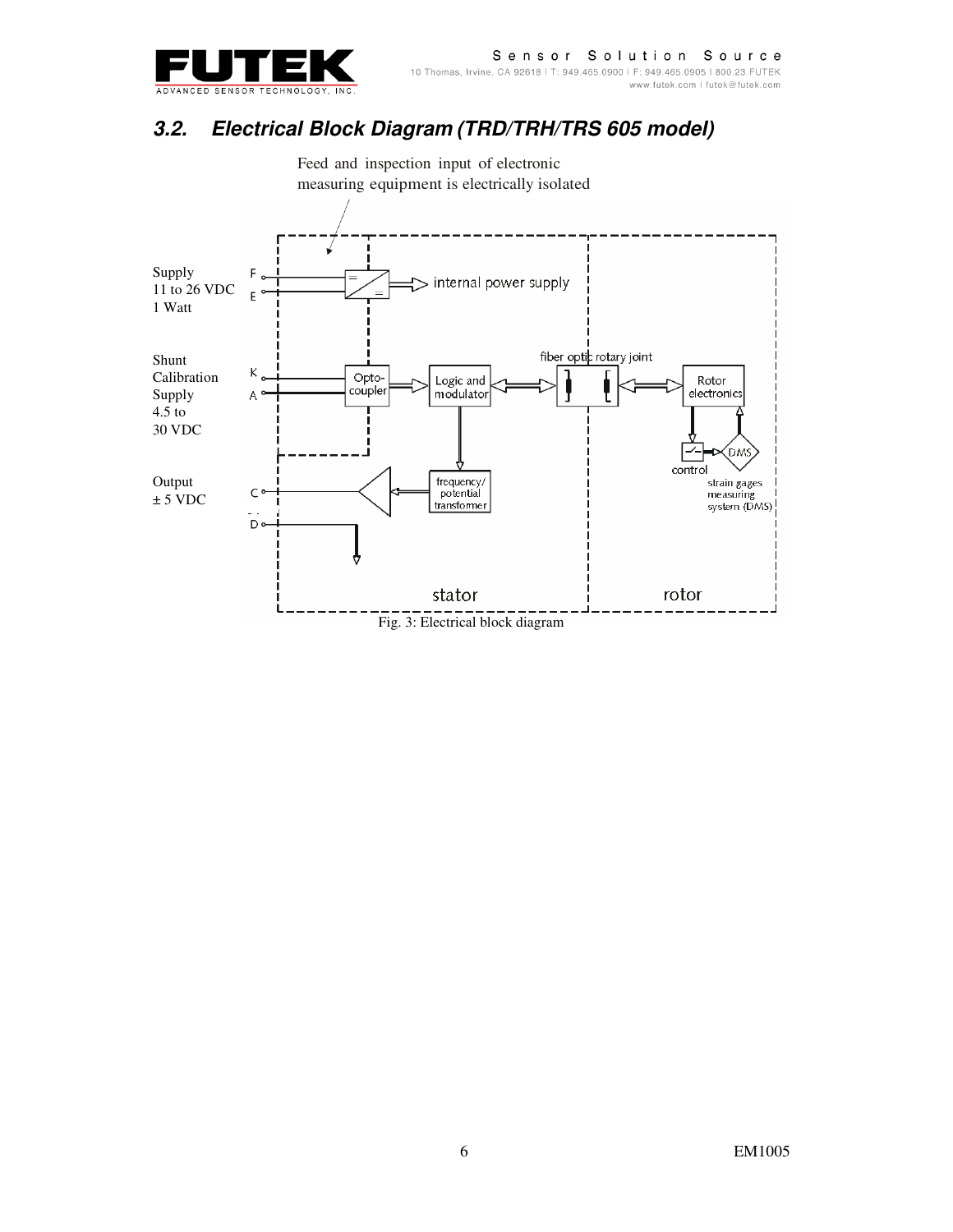## 3.2. Electrical Block Diagram (TRD/TRH/TRS 605 model)

Feed and inspection input of electronic measuring equipment is electrically isolated

Supply
11 to 26 VDC
1 Watt

Shunt
Calibration
Supply
4.5 to
30 VDC

Output
± 5 VDC

F
E
K
A
C
D

internal power supply

Opto-coupler

Logic and modulator

fiber optic rotary joint

Rotor electronics

control

DMS

strain gages measuring system (DMS)

frequency/ potential transformer

stator

rotor

Fig. 3: Electrical block diagram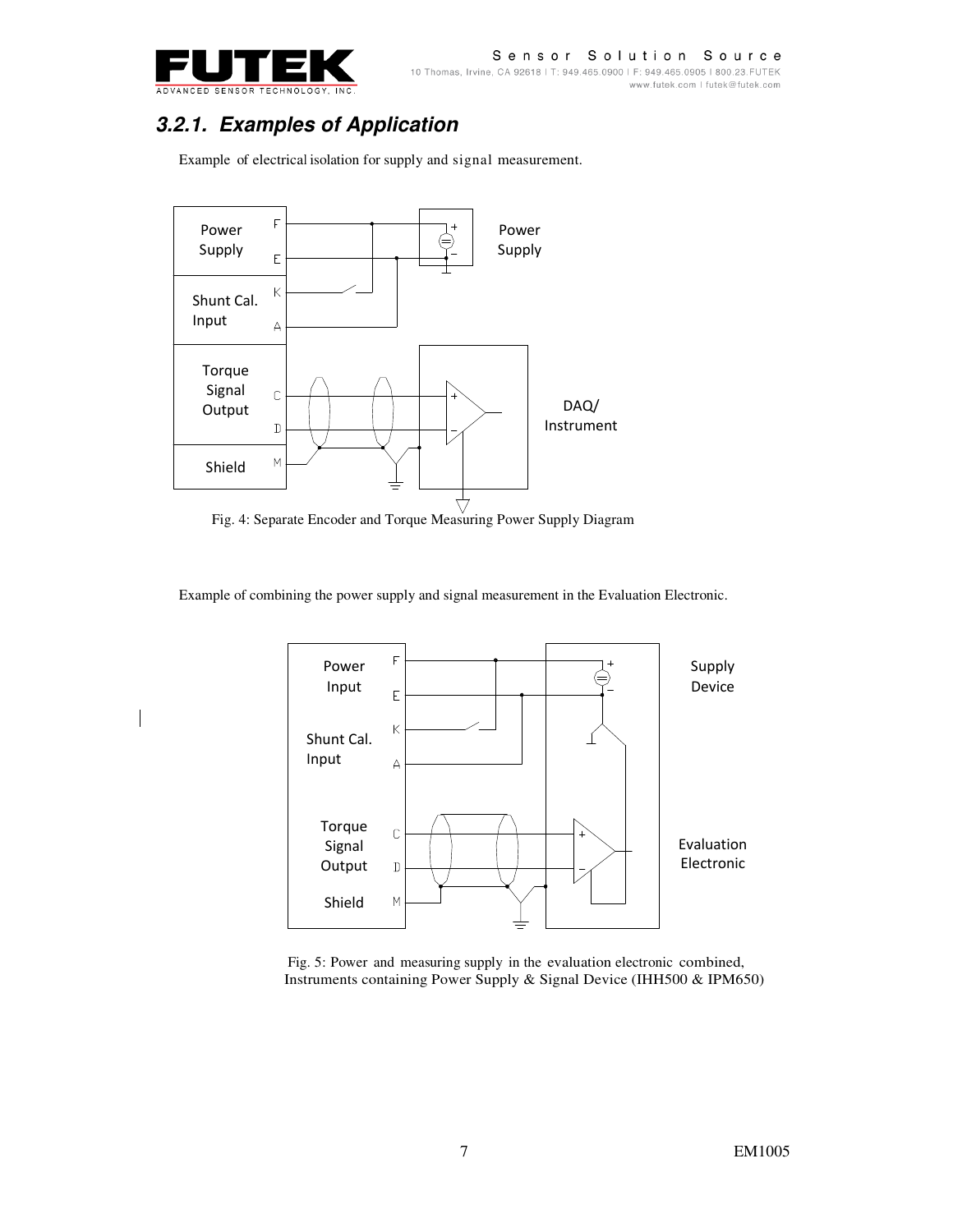### 3.2.1. Examples of Application

Example of electrical isolation for supply and signal measurement.

Fig. 4: Separate Encoder and Torque Measuring Power Supply Diagram

Example of combining the power supply and signal measurement in the Evaluation Electronic.

Fig. 5: Power and measuring supply in the evaluation electronic combined, Instruments containing Power Supply & Signal Device (IHH500 & IPM650)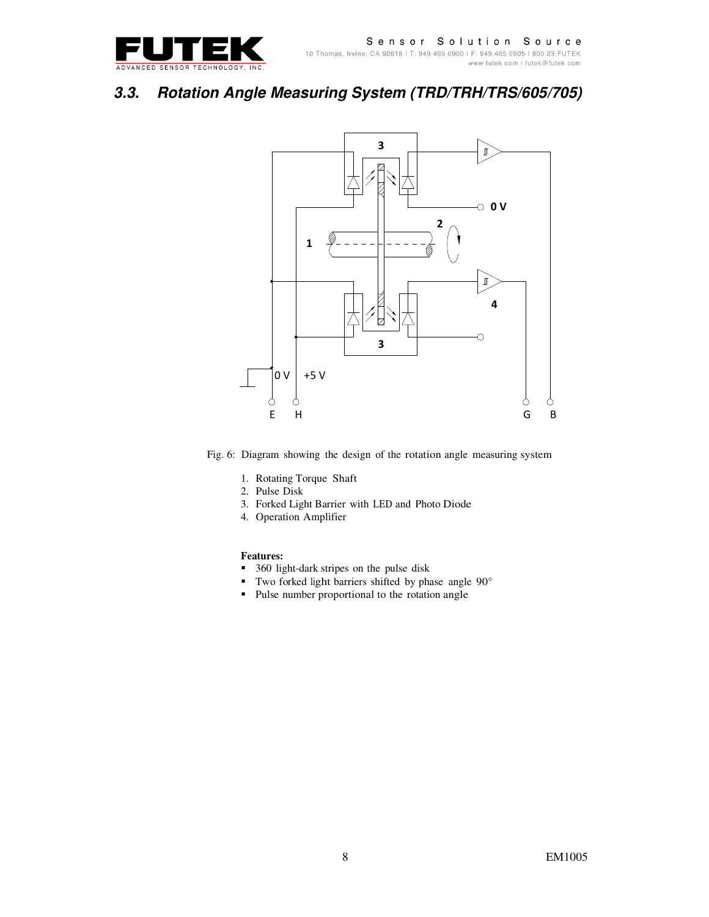## 3.3. Rotation Angle Measuring System (TRD/TRH/TRS/605/705)

Fig. 6: Diagram showing the design of the rotation angle measuring system

1. Rotating Torque Shaft
2. Pulse Disk
3. Forked Light Barrier with LED and Photo Diode
4. Operation Amplifier

**Features:**

- 360 light-dark stripes on the pulse disk
- Two forked light barriers shifted by phase angle 90°
- Pulse number proportional to the rotation angle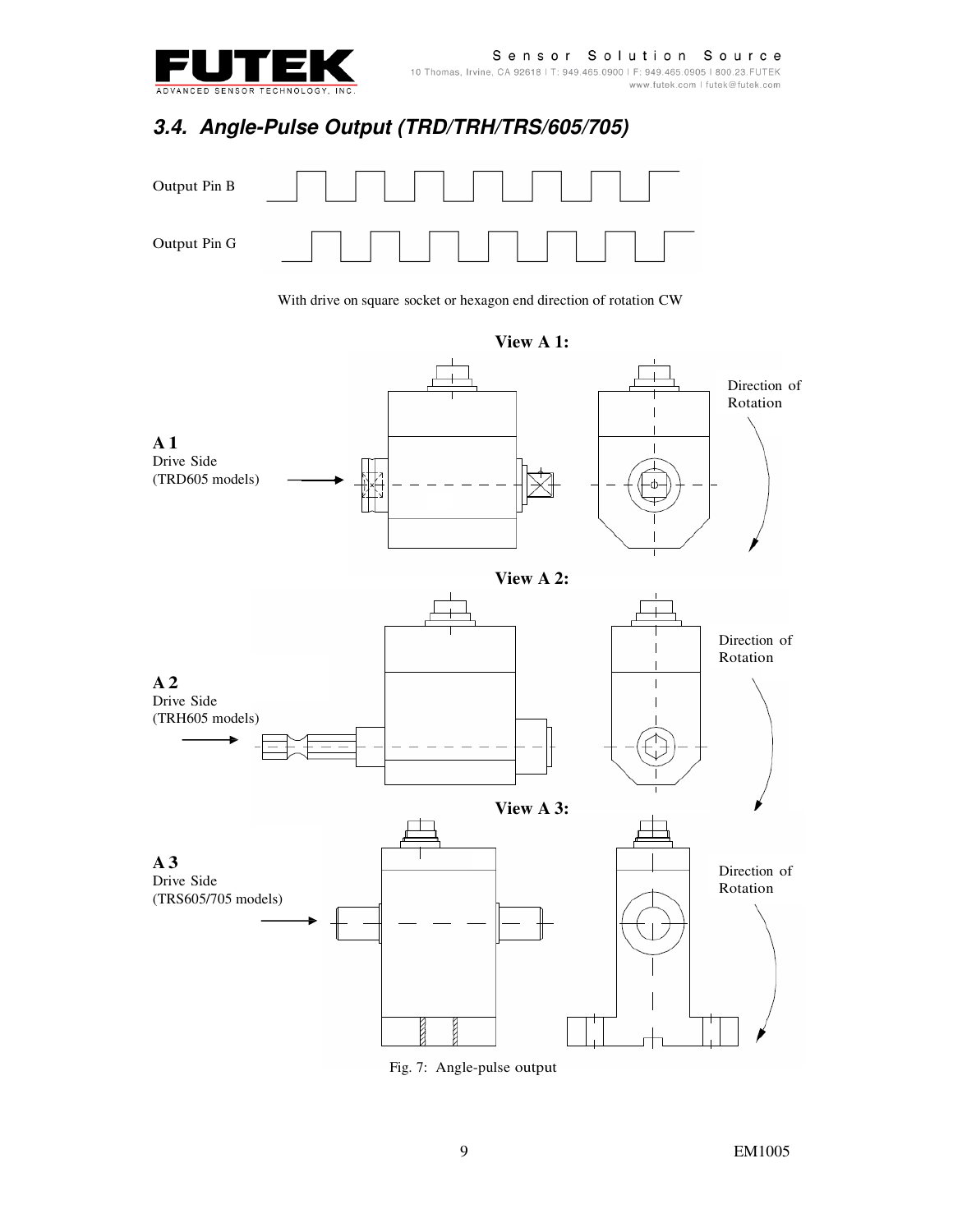### 3.4. Angle-Pulse Output (TRD/TRH/TRS/605/705)

Output Pin B

Output Pin G

With drive on square socket or hexagon end direction of rotation CW

**View A 1:**

**A 1**
Drive Side
(TRD605 models)

Direction of Rotation

**View A 2:**

**A 2**
Drive Side
(TRH605 models)

Direction of Rotation

**View A 3:**

**A 3**
Drive Side
(TRS605/705 models)

Direction of Rotation

Fig. 7: Angle-pulse output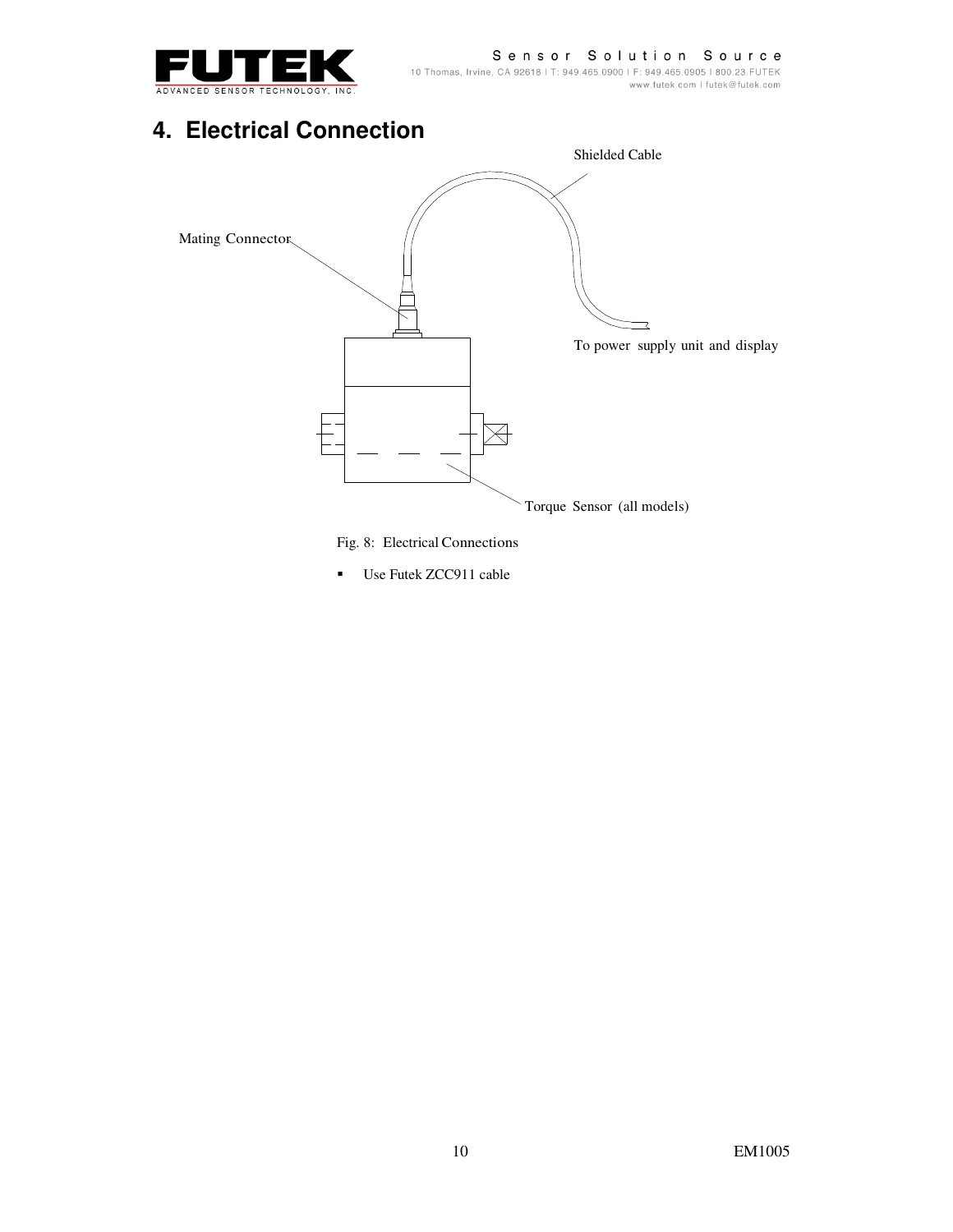# 4. Electrical Connection

Shielded Cable

Mating Connector

To power supply unit and display

Torque Sensor (all models)

Fig. 8: Electrical Connections

- Use Futek ZCC911 cable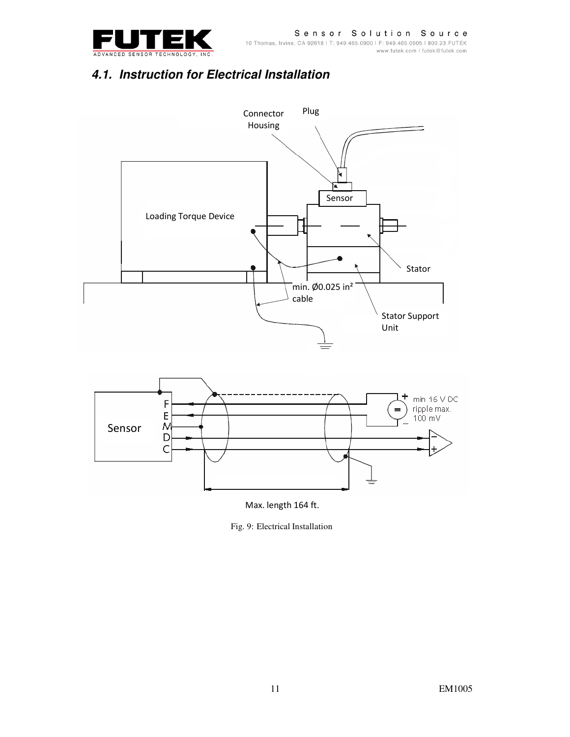## 4.1. Instruction for Electrical Installation

Connector Housing

Plug

Sensor

Loading Torque Device

Stator

min. Ø0.025 in² cable

Stator Support Unit

Sensor

F
E
M
D
C

min 16 V DC
ripple max.
100 mV

Max. length 164 ft.

Fig. 9: Electrical Installation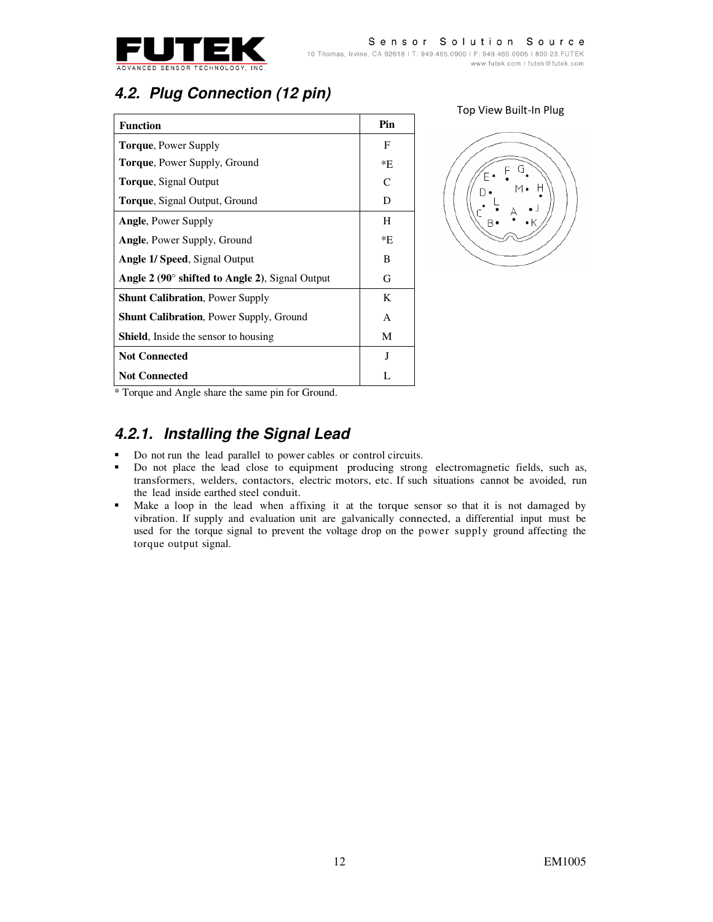## 4.2. Plug Connection (12 pin)

Top View Built-In Plug

| Function | Pin |
|---|---|
| **Torque**, Power Supply | F |
| **Torque**, Power Supply, Ground | *E |
| **Torque**, Signal Output | C |
| **Torque**, Signal Output, Ground | D |
| **Angle**, Power Supply | H |
| **Angle**, Power Supply, Ground | *E |
| **Angle 1/ Speed**, Signal Output | B |
| **Angle 2 (90° shifted to Angle 2)**, Signal Output | G |
| **Shunt Calibration**, Power Supply | K |
| **Shunt Calibration**, Power Supply, Ground | A |
| **Shield**, Inside the sensor to housing | M |
| **Not Connected** | J |
| **Not Connected** | L |

* Torque and Angle share the same pin for Ground.

### 4.2.1. Installing the Signal Lead

- Do not run the lead parallel to power cables or control circuits.
- Do not place the lead close to equipment producing strong electromagnetic fields, such as, transformers, welders, contactors, electric motors, etc. If such situations cannot be avoided, run the lead inside earthed steel conduit.
- Make a loop in the lead when affixing it at the torque sensor so that it is not damaged by vibration. If supply and evaluation unit are galvanically connected, a differential input must be used for the torque signal to prevent the voltage drop on the power supply ground affecting the torque output signal.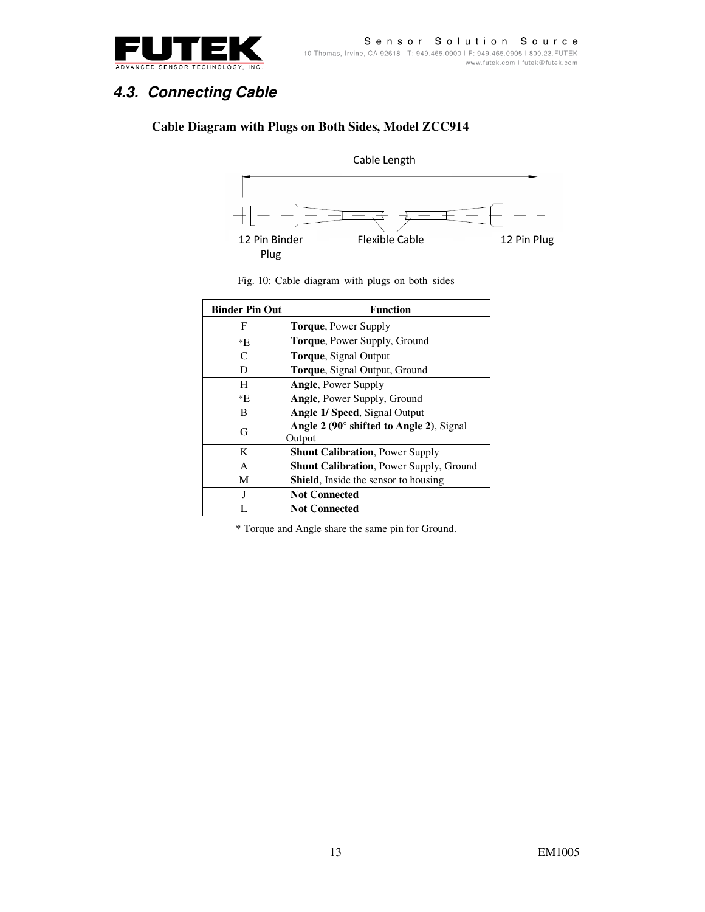### 4.3. Connecting Cable

**Cable Diagram with Plugs on Both Sides, Model ZCC914**

Cable Length

12 Pin Binder Plug — Flexible Cable — 12 Pin Plug

Fig. 10: Cable diagram with plugs on both sides

| Binder Pin Out | Function |
|---|---|
| F | **Torque**, Power Supply |
| *E | **Torque**, Power Supply, Ground |
| C | **Torque**, Signal Output |
| D | **Torque**, Signal Output, Ground |
| H | **Angle**, Power Supply |
| *E | **Angle**, Power Supply, Ground |
| B | **Angle 1/ Speed**, Signal Output |
| G | **Angle 2 (90° shifted to Angle 2)**, Signal Output |
| K | **Shunt Calibration**, Power Supply |
| A | **Shunt Calibration**, Power Supply, Ground |
| M | **Shield**, Inside the sensor to housing |
| J | **Not Connected** |
| L | **Not Connected** |

* Torque and Angle share the same pin for Ground.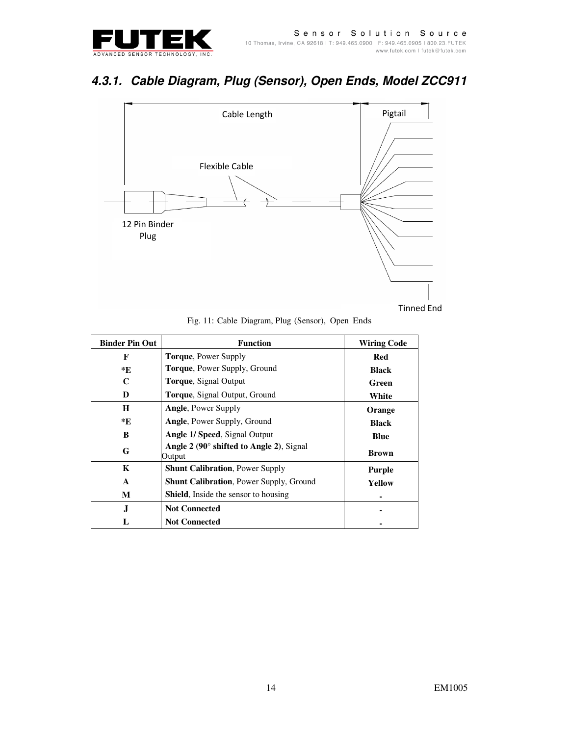### 4.3.1. Cable Diagram, Plug (Sensor), Open Ends, Model ZCC911

Cable Length

Pigtail

Flexible Cable

12 Pin Binder Plug

Tinned End

Fig. 11: Cable Diagram, Plug (Sensor), Open Ends

| Binder Pin Out | Function | Wiring Code |
|---|---|---|
| F | **Torque**, Power Supply | **Red** |
| *E | **Torque**, Power Supply, Ground | **Black** |
| C | **Torque**, Signal Output | **Green** |
| D | **Torque**, Signal Output, Ground | **White** |
| H | **Angle**, Power Supply | **Orange** |
| *E | **Angle**, Power Supply, Ground | **Black** |
| B | **Angle 1/ Speed**, Signal Output | **Blue** |
| G | **Angle 2 (90° shifted to Angle 2)**, Signal Output | **Brown** |
| K | **Shunt Calibration**, Power Supply | **Purple** |
| A | **Shunt Calibration**, Power Supply, Ground | **Yellow** |
| M | **Shield**, Inside the sensor to housing | - |
| J | **Not Connected** | - |
| L | **Not Connected** | - |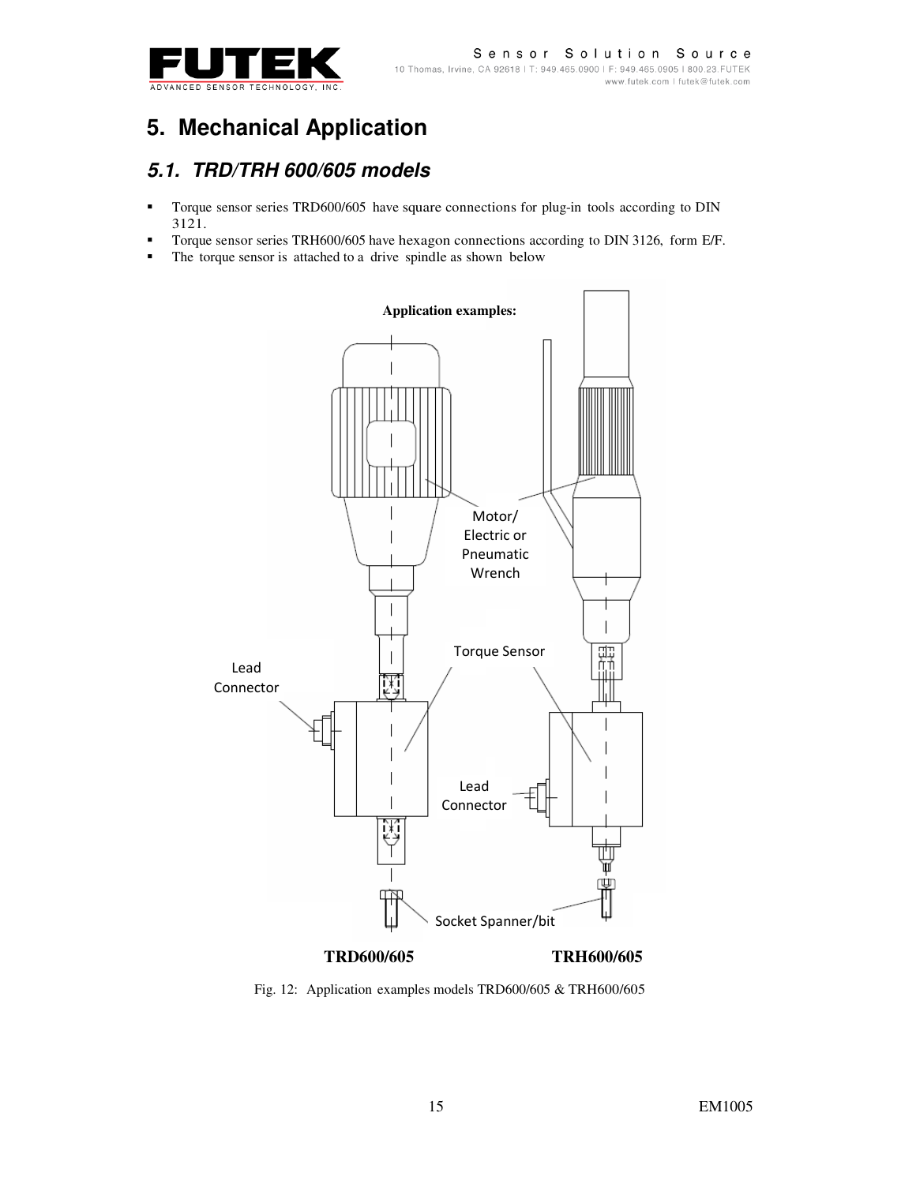# 5. Mechanical Application

## 5.1. TRD/TRH 600/605 models

- Torque sensor series TRD600/605 have square connections for plug-in tools according to DIN 3121.
- Torque sensor series TRH600/605 have hexagon connections according to DIN 3126, form E/F.
- The torque sensor is attached to a drive spindle as shown below

**Application examples:**

Motor/ Electric or Pneumatic Wrench

Torque Sensor

Lead Connector

Lead Connector

Socket Spanner/bit

**TRD600/605** **TRH600/605**

Fig. 12: Application examples models TRD600/605 & TRH600/605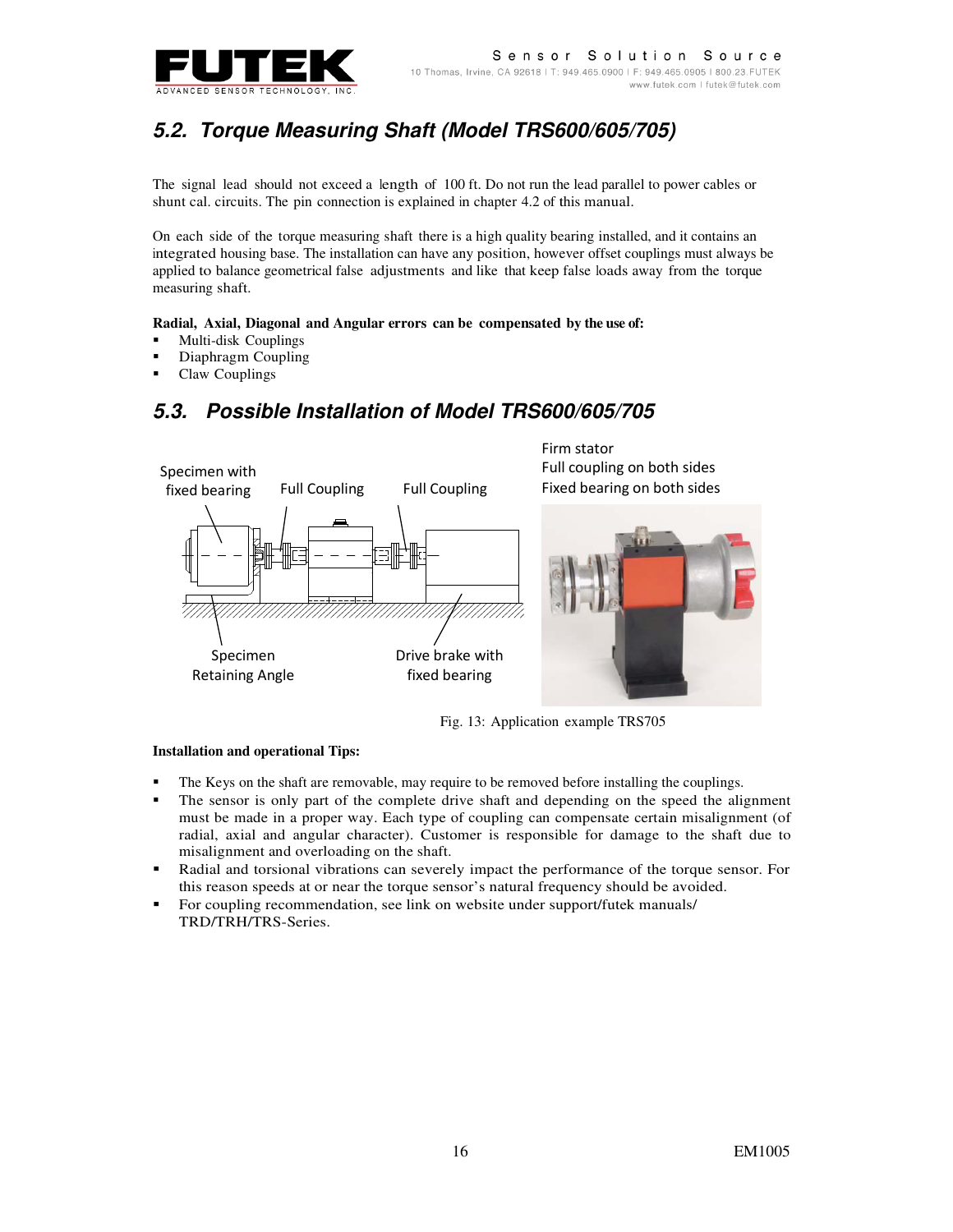## 5.2. Torque Measuring Shaft (Model TRS600/605/705)

The signal lead should not exceed a length of 100 ft. Do not run the lead parallel to power cables or shunt cal. circuits. The pin connection is explained in chapter 4.2 of this manual.

On each side of the torque measuring shaft there is a high quality bearing installed, and it contains an integrated housing base. The installation can have any position, however offset couplings must always be applied to balance geometrical false adjustments and like that keep false loads away from the torque measuring shaft.

**Radial, Axial, Diagonal and Angular errors can be compensated by the use of:**

- Multi-disk Couplings
- Diaphragm Coupling
- Claw Couplings

## 5.3. Possible Installation of Model TRS600/605/705

Specimen with fixed bearing — Full Coupling — Full Coupling — Specimen Retaining Angle — Drive brake with fixed bearing

Firm stator
Full coupling on both sides
Fixed bearing on both sides

Fig. 13: Application example TRS705

**Installation and operational Tips:**

- The Keys on the shaft are removable, may require to be removed before installing the couplings.
- The sensor is only part of the complete drive shaft and depending on the speed the alignment must be made in a proper way. Each type of coupling can compensate certain misalignment (of radial, axial and angular character). Customer is responsible for damage to the shaft due to misalignment and overloading on the shaft.
- Radial and torsional vibrations can severely impact the performance of the torque sensor. For this reason speeds at or near the torque sensor's natural frequency should be avoided.
- For coupling recommendation, see link on website under support/futek manuals/ TRD/TRH/TRS-Series.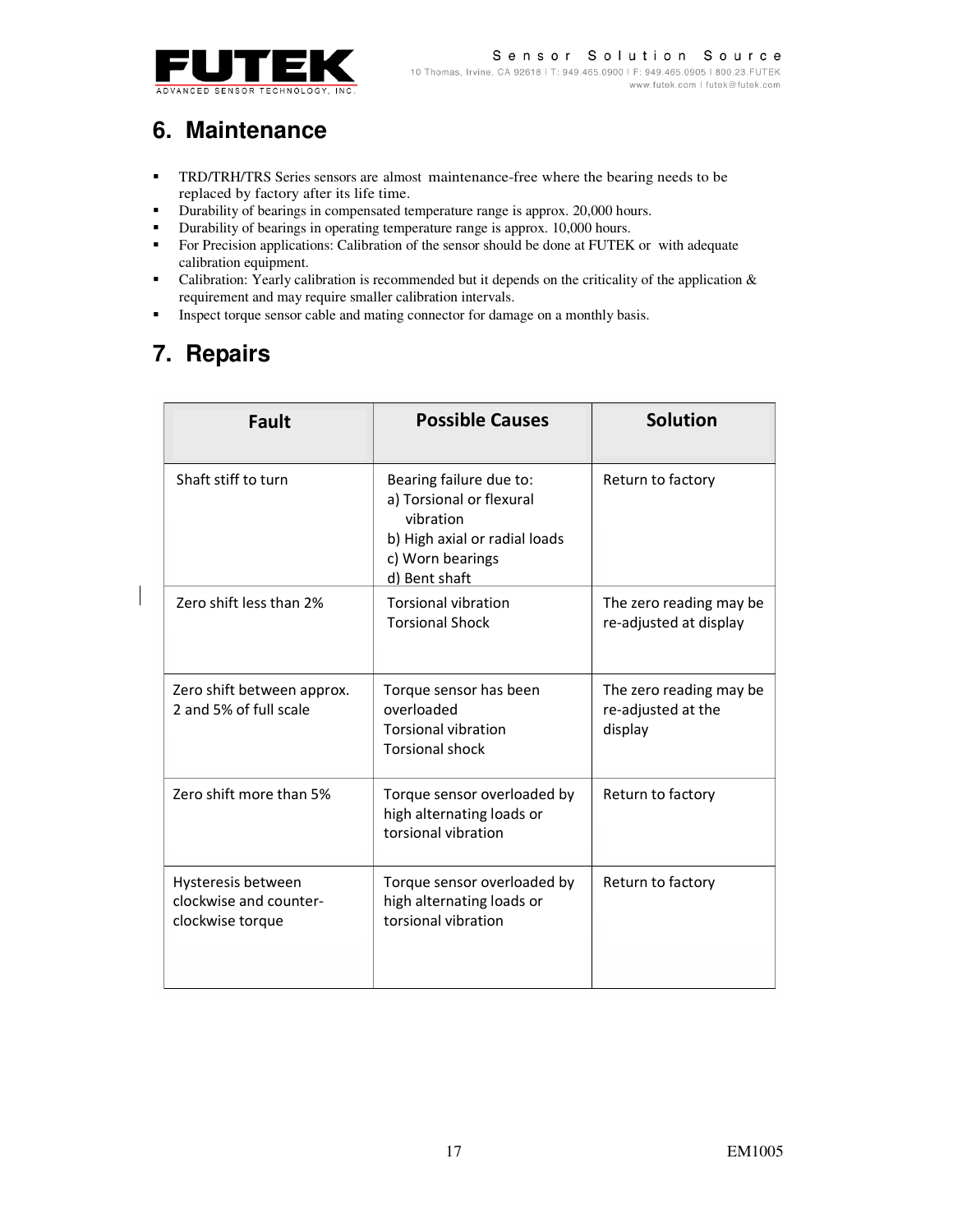## 6. Maintenance

- TRD/TRH/TRS Series sensors are almost maintenance-free where the bearing needs to be replaced by factory after its life time.
- Durability of bearings in compensated temperature range is approx. 20,000 hours.
- Durability of bearings in operating temperature range is approx. 10,000 hours.
- For Precision applications: Calibration of the sensor should be done at FUTEK or with adequate calibration equipment.
- Calibration: Yearly calibration is recommended but it depends on the criticality of the application & requirement and may require smaller calibration intervals.
- Inspect torque sensor cable and mating connector for damage on a monthly basis.

## 7. Repairs

| Fault | Possible Causes | Solution |
|---|---|---|
| Shaft stiff to turn | Bearing failure due to:<br>a) Torsional or flexural vibration<br>b) High axial or radial loads<br>c) Worn bearings<br>d) Bent shaft | Return to factory |
| Zero shift less than 2% | Torsional vibration<br>Torsional Shock | The zero reading may be re-adjusted at display |
| Zero shift between approx. 2 and 5% of full scale | Torque sensor has been overloaded<br>Torsional vibration<br>Torsional shock | The zero reading may be re-adjusted at the display |
| Zero shift more than 5% | Torque sensor overloaded by high alternating loads or torsional vibration | Return to factory |
| Hysteresis between clockwise and counter-clockwise torque | Torque sensor overloaded by high alternating loads or torsional vibration | Return to factory |